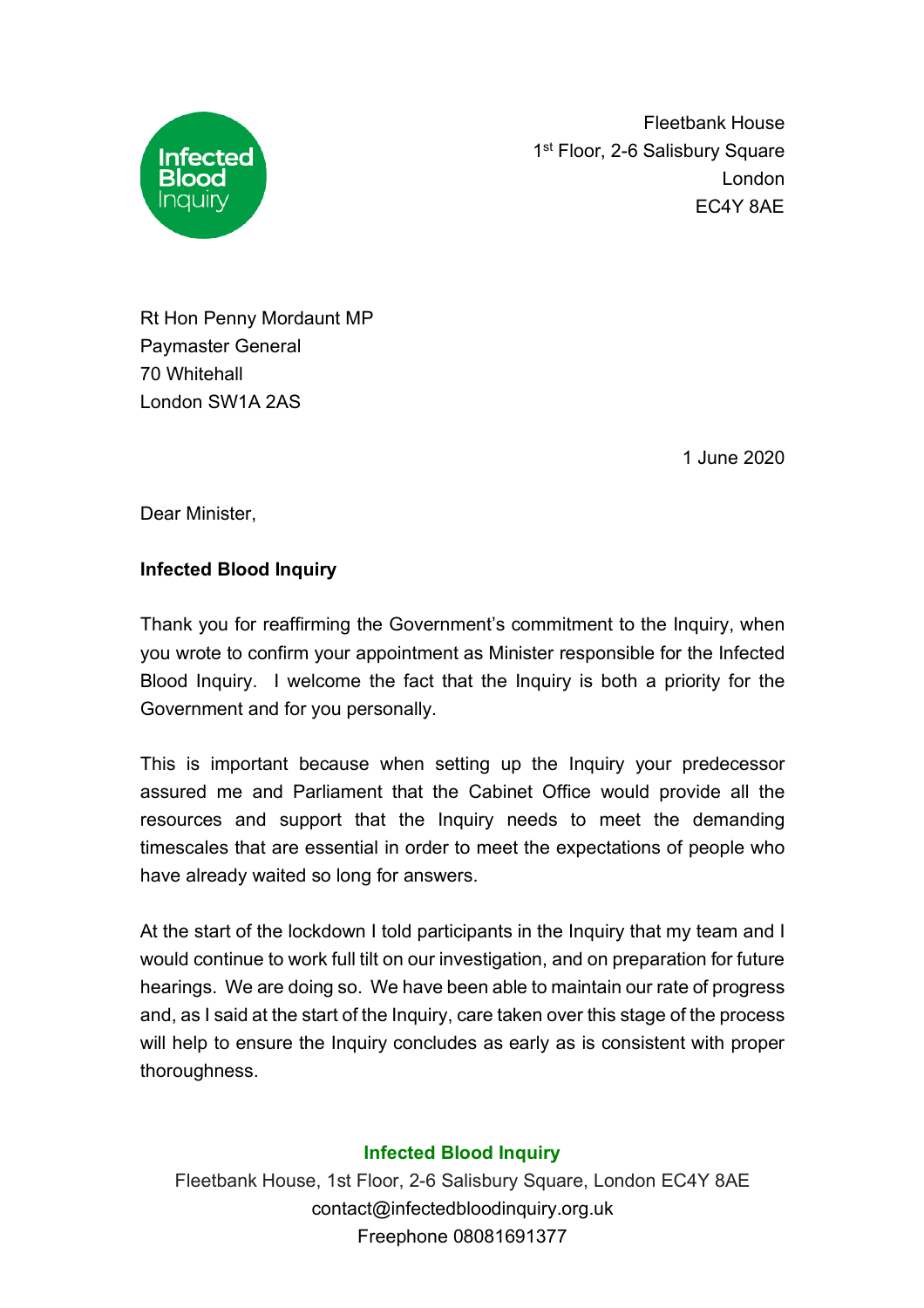Fleetbank House
1st Floor, 2-6 Salisbury Square
London
EC4Y 8AE

Rt Hon Penny Mordaunt MP
Paymaster General
70 Whitehall
London SW1A 2AS

1 June 2020

Dear Minister,

**Infected Blood Inquiry**

Thank you for reaffirming the Government's commitment to the Inquiry, when you wrote to confirm your appointment as Minister responsible for the Infected Blood Inquiry. I welcome the fact that the Inquiry is both a priority for the Government and for you personally.

This is important because when setting up the Inquiry your predecessor assured me and Parliament that the Cabinet Office would provide all the resources and support that the Inquiry needs to meet the demanding timescales that are essential in order to meet the expectations of people who have already waited so long for answers.

At the start of the lockdown I told participants in the Inquiry that my team and I would continue to work full tilt on our investigation, and on preparation for future hearings. We are doing so. We have been able to maintain our rate of progress and, as I said at the start of the Inquiry, care taken over this stage of the process will help to ensure the Inquiry concludes as early as is consistent with proper thoroughness.

**Infected Blood Inquiry**
Fleetbank House, 1st Floor, 2-6 Salisbury Square, London EC4Y 8AE
contact@infectedbloodinquiry.org.uk
Freephone 08081691377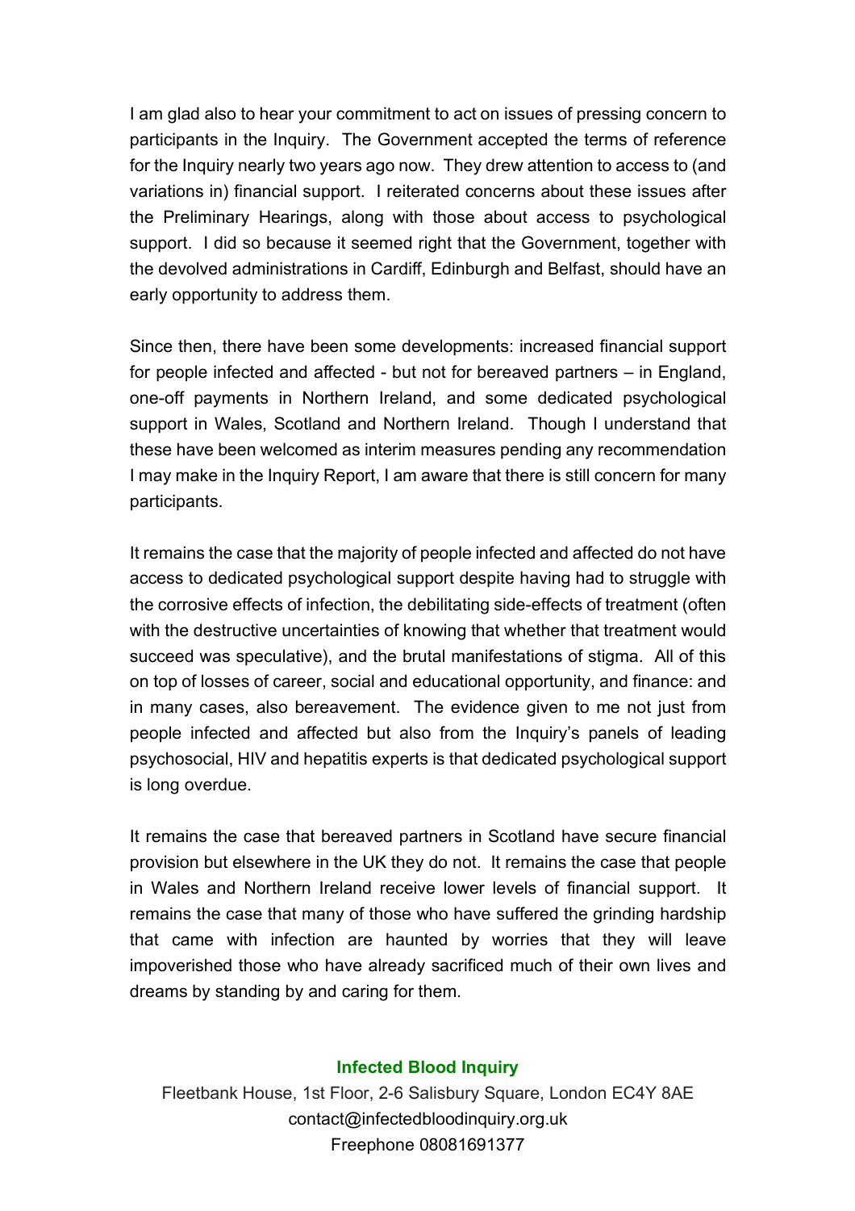I am glad also to hear your commitment to act on issues of pressing concern to participants in the Inquiry. The Government accepted the terms of reference for the Inquiry nearly two years ago now. They drew attention to access to (and variations in) financial support. I reiterated concerns about these issues after the Preliminary Hearings, along with those about access to psychological support. I did so because it seemed right that the Government, together with the devolved administrations in Cardiff, Edinburgh and Belfast, should have an early opportunity to address them.

Since then, there have been some developments: increased financial support for people infected and affected - but not for bereaved partners – in England, one-off payments in Northern Ireland, and some dedicated psychological support in Wales, Scotland and Northern Ireland. Though I understand that these have been welcomed as interim measures pending any recommendation I may make in the Inquiry Report, I am aware that there is still concern for many participants.

It remains the case that the majority of people infected and affected do not have access to dedicated psychological support despite having had to struggle with the corrosive effects of infection, the debilitating side-effects of treatment (often with the destructive uncertainties of knowing that whether that treatment would succeed was speculative), and the brutal manifestations of stigma. All of this on top of losses of career, social and educational opportunity, and finance: and in many cases, also bereavement. The evidence given to me not just from people infected and affected but also from the Inquiry's panels of leading psychosocial, HIV and hepatitis experts is that dedicated psychological support is long overdue.

It remains the case that bereaved partners in Scotland have secure financial provision but elsewhere in the UK they do not. It remains the case that people in Wales and Northern Ireland receive lower levels of financial support. It remains the case that many of those who have suffered the grinding hardship that came with infection are haunted by worries that they will leave impoverished those who have already sacrificed much of their own lives and dreams by standing by and caring for them.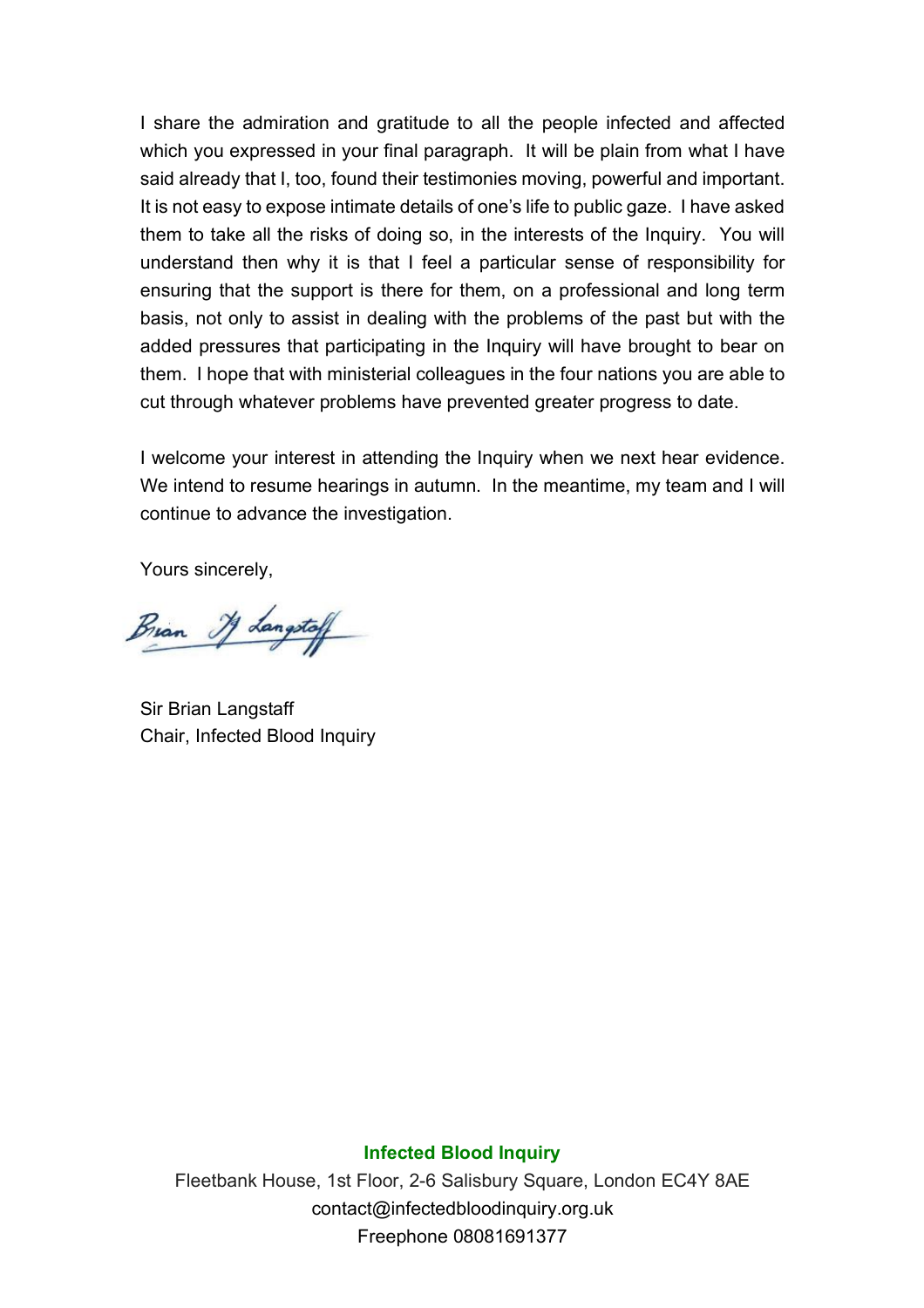I share the admiration and gratitude to all the people infected and affected which you expressed in your final paragraph. It will be plain from what I have said already that I, too, found their testimonies moving, powerful and important. It is not easy to expose intimate details of one's life to public gaze. I have asked them to take all the risks of doing so, in the interests of the Inquiry. You will understand then why it is that I feel a particular sense of responsibility for ensuring that the support is there for them, on a professional and long term basis, not only to assist in dealing with the problems of the past but with the added pressures that participating in the Inquiry will have brought to bear on them. I hope that with ministerial colleagues in the four nations you are able to cut through whatever problems have prevented greater progress to date.

I welcome your interest in attending the Inquiry when we next hear evidence. We intend to resume hearings in autumn. In the meantime, my team and I will continue to advance the investigation.

Yours sincerely,

Brian H Langstaff

Sir Brian Langstaff
Chair, Infected Blood Inquiry

**Infected Blood Inquiry**
Fleetbank House, 1st Floor, 2-6 Salisbury Square, London EC4Y 8AE
contact@infectedbloodinquiry.org.uk
Freephone 08081691377